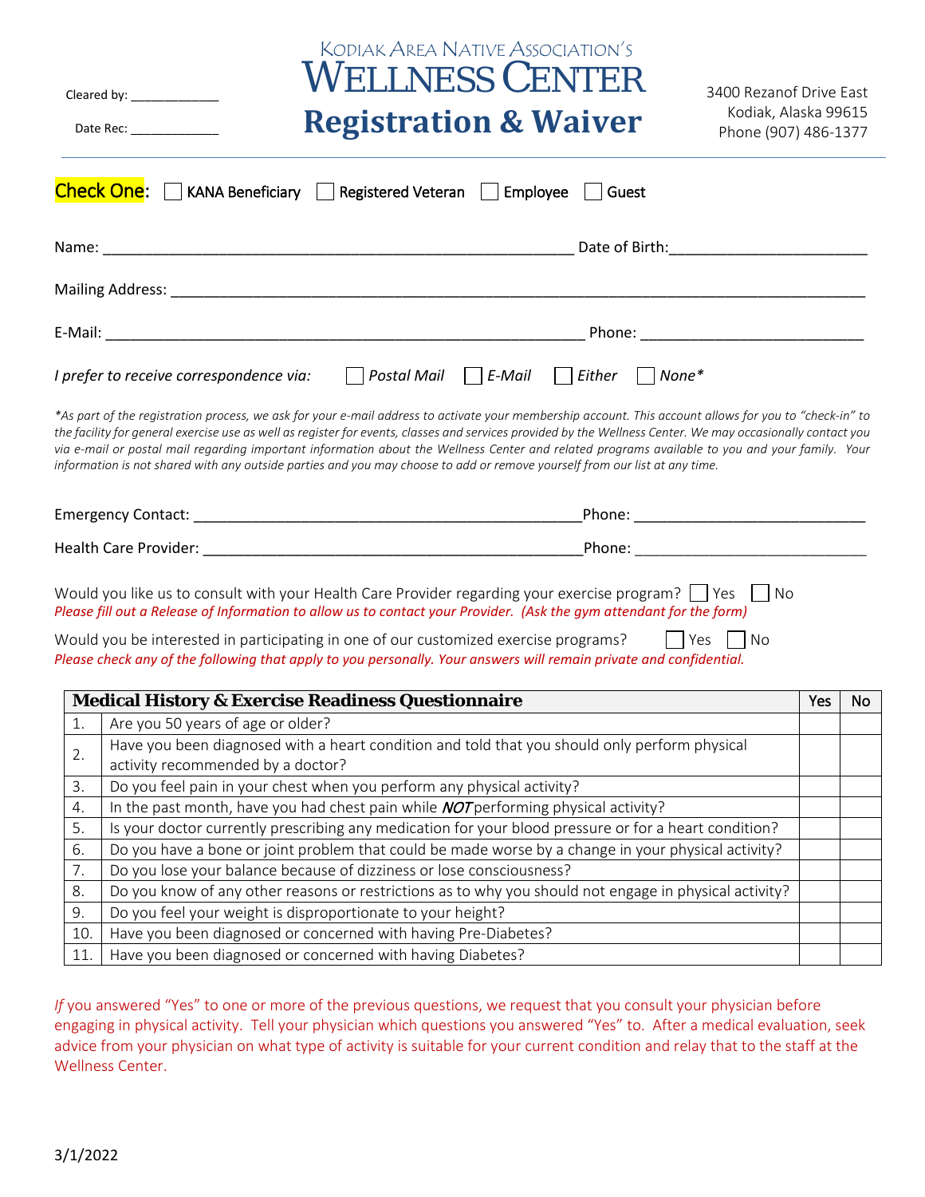Cleared by: _____________

Date Rec: _____________

# Kodiak Area Native Association's Wellness Center

# Registration & Waiver

3400 Rezanof Drive East
Kodiak, Alaska 99615
Phone (907) 486-1377

**Check One:** ☐ KANA Beneficiary ☐ Registered Veteran ☐ Employee ☐ Guest

Name: _______________________________________________________ Date of Birth: ______________________

Mailing Address: _____________________________________________________________________________

E-Mail: ________________________________________________________ Phone: _________________________

*I prefer to receive correspondence via:* ☐ *Postal Mail* ☐ *E-Mail* ☐ *Either* ☐ *None**

*\*As part of the registration process, we ask for your e-mail address to activate your membership account. This account allows for you to "check-in" to the facility for general exercise use as well as register for events, classes and services provided by the Wellness Center. We may occasionally contact you via e-mail or postal mail regarding important information about the Wellness Center and related programs available to you and your family. Your information is not shared with any outside parties and you may choose to add or remove yourself from our list at any time.*

Emergency Contact: _____________________________________________ Phone: ___________________________

Health Care Provider: ___________________________________________ Phone: ___________________________

Would you like us to consult with your Health Care Provider regarding your exercise program? ☐ Yes ☐ No
*Please fill out a Release of Information to allow us to contact your Provider. (Ask the gym attendant for the form)*

Would you be interested in participating in one of our customized exercise programs? ☐ Yes ☐ No
*Please check any of the following that apply to you personally. Your answers will remain private and confidential.*

| | **Medical History & Exercise Readiness Questionnaire** | Yes | No |
|---|---|---|---|
| 1. | Are you 50 years of age or older? | | |
| 2. | Have you been diagnosed with a heart condition and told that you should only perform physical activity recommended by a doctor? | | |
| 3. | Do you feel pain in your chest when you perform any physical activity? | | |
| 4. | In the past month, have you had chest pain while ***NOT*** performing physical activity? | | |
| 5. | Is your doctor currently prescribing any medication for your blood pressure or for a heart condition? | | |
| 6. | Do you have a bone or joint problem that could be made worse by a change in your physical activity? | | |
| 7. | Do you lose your balance because of dizziness or lose consciousness? | | |
| 8. | Do you know of any other reasons or restrictions as to why you should not engage in physical activity? | | |
| 9. | Do you feel your weight is disproportionate to your height? | | |
| 10. | Have you been diagnosed or concerned with having Pre-Diabetes? | | |
| 11. | Have you been diagnosed or concerned with having Diabetes? | | |

*If* you answered "Yes" to one or more of the previous questions, we request that you consult your physician before engaging in physical activity. Tell your physician which questions you answered "Yes" to. After a medical evaluation, seek advice from your physician on what type of activity is suitable for your current condition and relay that to the staff at the Wellness Center.

3/1/2022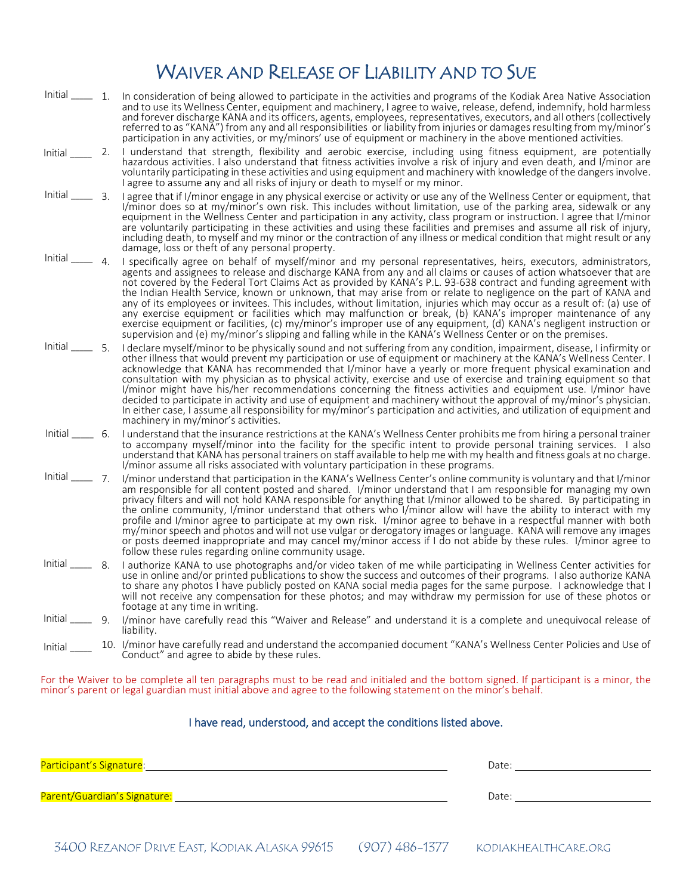# Waiver and Release of Liability and to Sue

Initial ____ 1. In consideration of being allowed to participate in the activities and programs of the Kodiak Area Native Association and to use its Wellness Center, equipment and machinery, I agree to waive, release, defend, indemnify, hold harmless and forever discharge KANA and its officers, agents, employees, representatives, executors, and all others (collectively referred to as "KANA") from any and all responsibilities or liability from injuries or damages resulting from my/minor's participation in any activities, or my/minors' use of equipment or machinery in the above mentioned activities.

Initial ____ 2. I understand that strength, flexibility and aerobic exercise, including using fitness equipment, are potentially hazardous activities. I also understand that fitness activities involve a risk of injury and even death, and I/minor are voluntarily participating in these activities and using equipment and machinery with knowledge of the dangers involve. I agree to assume any and all risks of injury or death to myself or my minor.

Initial ____ 3. I agree that if I/minor engage in any physical exercise or activity or use any of the Wellness Center or equipment, that I/minor does so at my/minor's own risk. This includes without limitation, use of the parking area, sidewalk or any equipment in the Wellness Center and participation in any activity, class program or instruction. I agree that I/minor are voluntarily participating in these activities and using these facilities and premises and assume all risk of injury, including death, to myself and my minor or the contraction of any illness or medical condition that might result or any damage, loss or theft of any personal property.

Initial ____ 4. I specifically agree on behalf of myself/minor and my personal representatives, heirs, executors, administrators, agents and assignees to release and discharge KANA from any and all claims or causes of action whatsoever that are not covered by the Federal Tort Claims Act as provided by KANA's P.L. 93-638 contract and funding agreement with the Indian Health Service, known or unknown, that may arise from or relate to negligence on the part of KANA and any of its employees or invitees. This includes, without limitation, injuries which may occur as a result of: (a) use of any exercise equipment or facilities which may malfunction or break, (b) KANA's improper maintenance of any exercise equipment or facilities, (c) my/minor's improper use of any equipment, (d) KANA's negligent instruction or supervision and (e) my/minor's slipping and falling while in the KANA's Wellness Center or on the premises.

Initial ____ 5. I declare myself/minor to be physically sound and not suffering from any condition, impairment, disease, I infirmity or other illness that would prevent my participation or use of equipment or machinery at the KANA's Wellness Center. I acknowledge that KANA has recommended that I/minor have a yearly or more frequent physical examination and consultation with my physician as to physical activity, exercise and use of exercise and training equipment so that I/minor might have his/her recommendations concerning the fitness activities and equipment use. I/minor have decided to participate in activity and use of equipment and machinery without the approval of my/minor's physician. In either case, I assume all responsibility for my/minor's participation and activities, and utilization of equipment and machinery in my/minor's activities.

Initial ____ 6. I understand that the insurance restrictions at the KANA's Wellness Center prohibits me from hiring a personal trainer to accompany myself/minor into the facility for the specific intent to provide personal training services. I also understand that KANA has personal trainers on staff available to help me with my health and fitness goals at no charge. I/minor assume all risks associated with voluntary participation in these programs.

Initial ____ 7. I/minor understand that participation in the KANA's Wellness Center's online community is voluntary and that I/minor am responsible for all content posted and shared. I/minor understand that I am responsible for managing my own privacy filters and will not hold KANA responsible for anything that I/minor allowed to be shared. By participating in the online community, I/minor understand that others who I/minor allow will have the ability to interact with my profile and I/minor agree to participate at my own risk. I/minor agree to behave in a respectful manner with both my/minor speech and photos and will not use vulgar or derogatory images or language. KANA will remove any images or posts deemed inappropriate and may cancel my/minor access if I do not abide by these rules. I/minor agree to follow these rules regarding online community usage.

Initial ____ 8. I authorize KANA to use photographs and/or video taken of me while participating in Wellness Center activities for use in online and/or printed publications to show the success and outcomes of their programs. I also authorize KANA to share any photos I have publicly posted on KANA social media pages for the same purpose. I acknowledge that I will not receive any compensation for these photos; and may withdraw my permission for use of these photos or footage at any time in writing.

Initial ____ 9. I/minor have carefully read this "Waiver and Release" and understand it is a complete and unequivocal release of liability.

Initial ____ 10. I/minor have carefully read and understand the accompanied document "KANA's Wellness Center Policies and Use of Conduct" and agree to abide by these rules.

For the Waiver to be complete all ten paragraphs must to be read and initialed and the bottom signed. If participant is a minor, the minor's parent or legal guardian must initial above and agree to the following statement on the minor's behalf.

**I have read, understood, and accept the conditions listed above.**

Participant's Signature: ______________________________ Date: ______________

Parent/Guardian's Signature: ______________________________ Date: ______________

3400 Rezanof Drive East, Kodiak Alaska 99615 (907) 486-1377 kodiakhealthcare.org